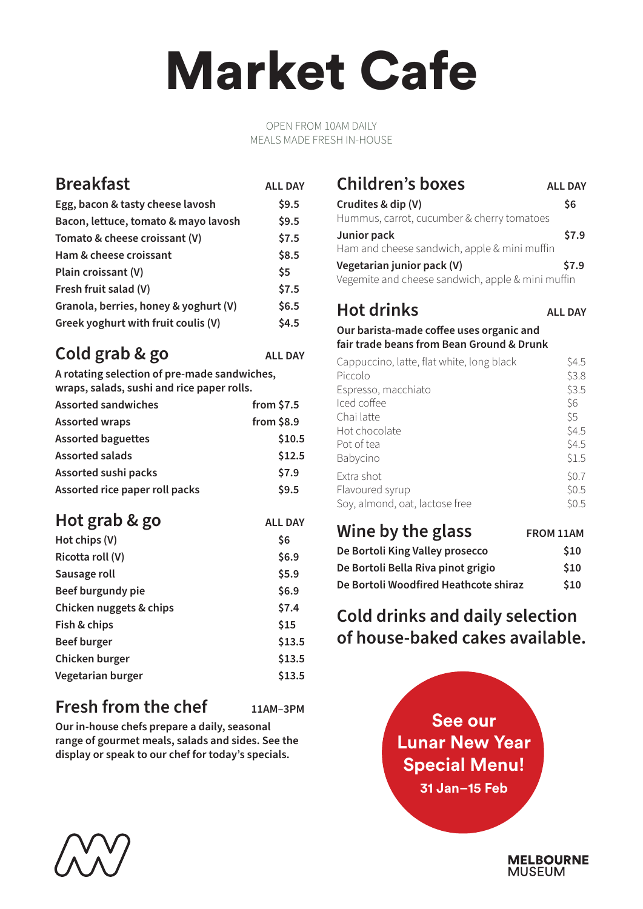# Market Cafe

OPEN FROM 10AM DAILY
MEALS MADE FRESH IN-HOUSE

## Breakfast

ALL DAY

| Item | Price |
|---|---|
| Egg, bacon & tasty cheese lavosh | $9.5 |
| Bacon, lettuce, tomato & mayo lavosh | $9.5 |
| Tomato & cheese croissant (V) | $7.5 |
| Ham & cheese croissant | $8.5 |
| Plain croissant (V) | $5 |
| Fresh fruit salad (V) | $7.5 |
| Granola, berries, honey & yoghurt (V) | $6.5 |
| Greek yoghurt with fruit coulis (V) | $4.5 |

## Cold grab & go

ALL DAY

**A rotating selection of pre-made sandwiches, wraps, salads, sushi and rice paper rolls.**

| Item | Price |
|---|---|
| Assorted sandwiches | from $7.5 |
| Assorted wraps | from $8.9 |
| Assorted baguettes | $10.5 |
| Assorted salads | $12.5 |
| Assorted sushi packs | $7.9 |
| Assorted rice paper roll packs | $9.5 |

## Hot grab & go

ALL DAY

| Item | Price |
|---|---|
| Hot chips (V) | $6 |
| Ricotta roll (V) | $6.9 |
| Sausage roll | $5.9 |
| Beef burgundy pie | $6.9 |
| Chicken nuggets & chips | $7.4 |
| Fish & chips | $15 |
| Beef burger | $13.5 |
| Chicken burger | $13.5 |
| Vegetarian burger | $13.5 |

## Fresh from the chef

11AM–3PM

**Our in-house chefs prepare a daily, seasonal range of gourmet meals, salads and sides. See the display or speak to our chef for today's specials.**

## Children's boxes

ALL DAY

| Item | Price |
|---|---|
| **Crudites & dip (V)**<br>Hummus, carrot, cucumber & cherry tomatoes | $6 |
| **Junior pack**<br>Ham and cheese sandwich, apple & mini muffin | $7.9 |
| **Vegetarian junior pack (V)**<br>Vegemite and cheese sandwich, apple & mini muffin | $7.9 |

## Hot drinks

ALL DAY

**Our barista-made coffee uses organic and fair trade beans from Bean Ground & Drunk**

| Item | Price |
|---|---|
| Cappuccino, latte, flat white, long black | $4.5 |
| Piccolo | $3.8 |
| Espresso, macchiato | $3.5 |
| Iced coffee | $6 |
| Chai latte | $5 |
| Hot chocolate | $4.5 |
| Pot of tea | $4.5 |
| Babycino | $1.5 |
| Extra shot | $0.7 |
| Flavoured syrup | $0.5 |
| Soy, almond, oat, lactose free | $0.5 |

## Wine by the glass

FROM 11AM

| Item | Price |
|---|---|
| De Bortoli King Valley prosecco | $10 |
| De Bortoli Bella Riva pinot grigio | $10 |
| De Bortoli Woodfired Heathcote shiraz | $10 |

## Cold drinks and daily selection of house-baked cakes available.

**See our Lunar New Year Special Menu!**
**31 Jan–15 Feb**

MELBOURNE MUSEUM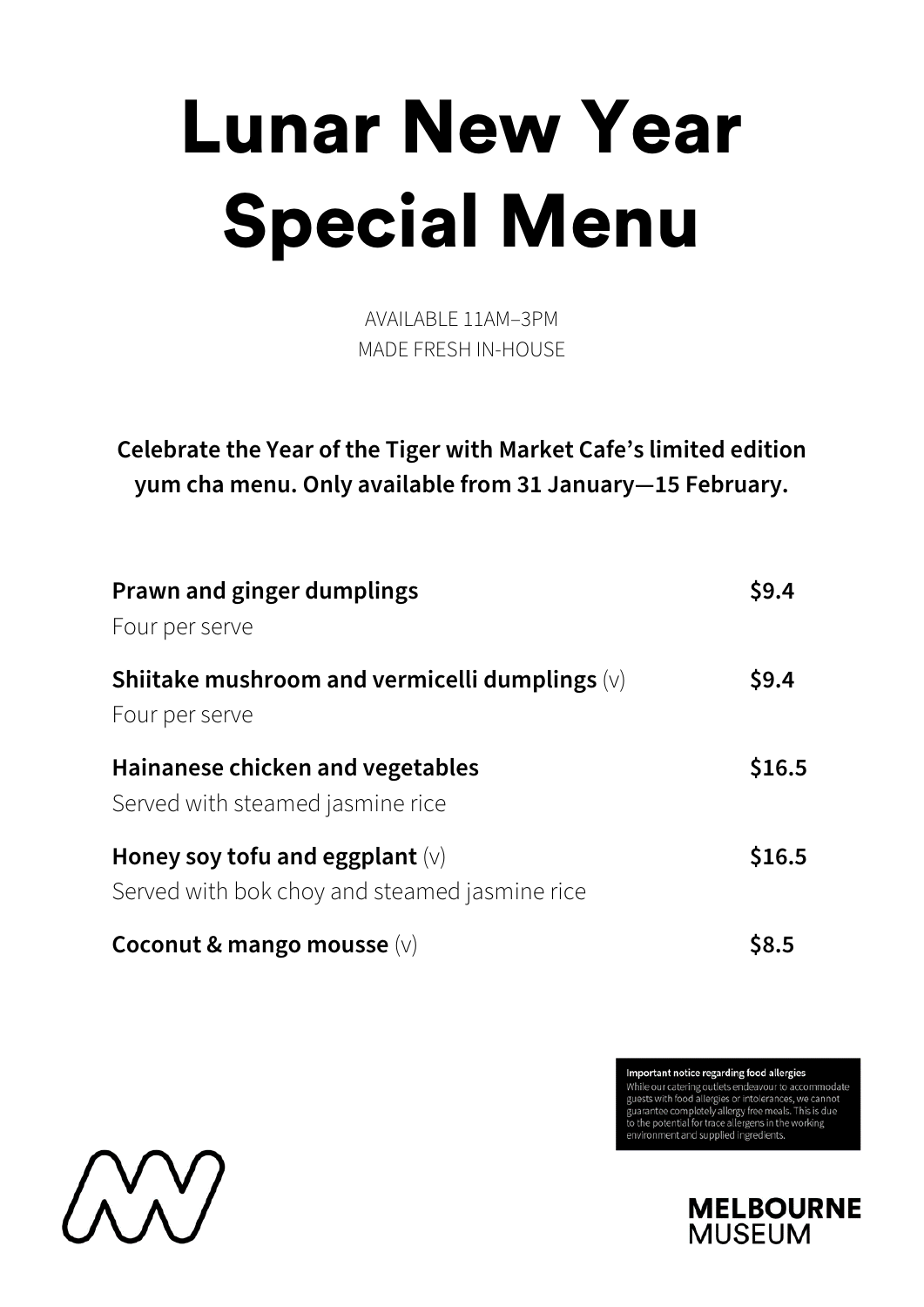# Lunar New Year Special Menu

AVAILABLE 11AM–3PM
MADE FRESH IN-HOUSE

**Celebrate the Year of the Tiger with Market Cafe's limited edition yum cha menu. Only available from 31 January—15 February.**

| | |
|---|---|
| **Prawn and ginger dumplings**<br>Four per serve | **$9.4** |
| **Shiitake mushroom and vermicelli dumplings** (v)<br>Four per serve | **$9.4** |
| **Hainanese chicken and vegetables**<br>Served with steamed jasmine rice | **$16.5** |
| **Honey soy tofu and eggplant** (v)<br>Served with bok choy and steamed jasmine rice | **$16.5** |
| **Coconut & mango mousse** (v) | **$8.5** |

**Important notice regarding food allergies**
While our catering outlets endeavour to accommodate guests with food allergies or intolerances, we cannot guarantee completely allergy free meals. This is due to the potential for trace allergens in the working environment and supplied ingredients.

MELBOURNE MUSEUM